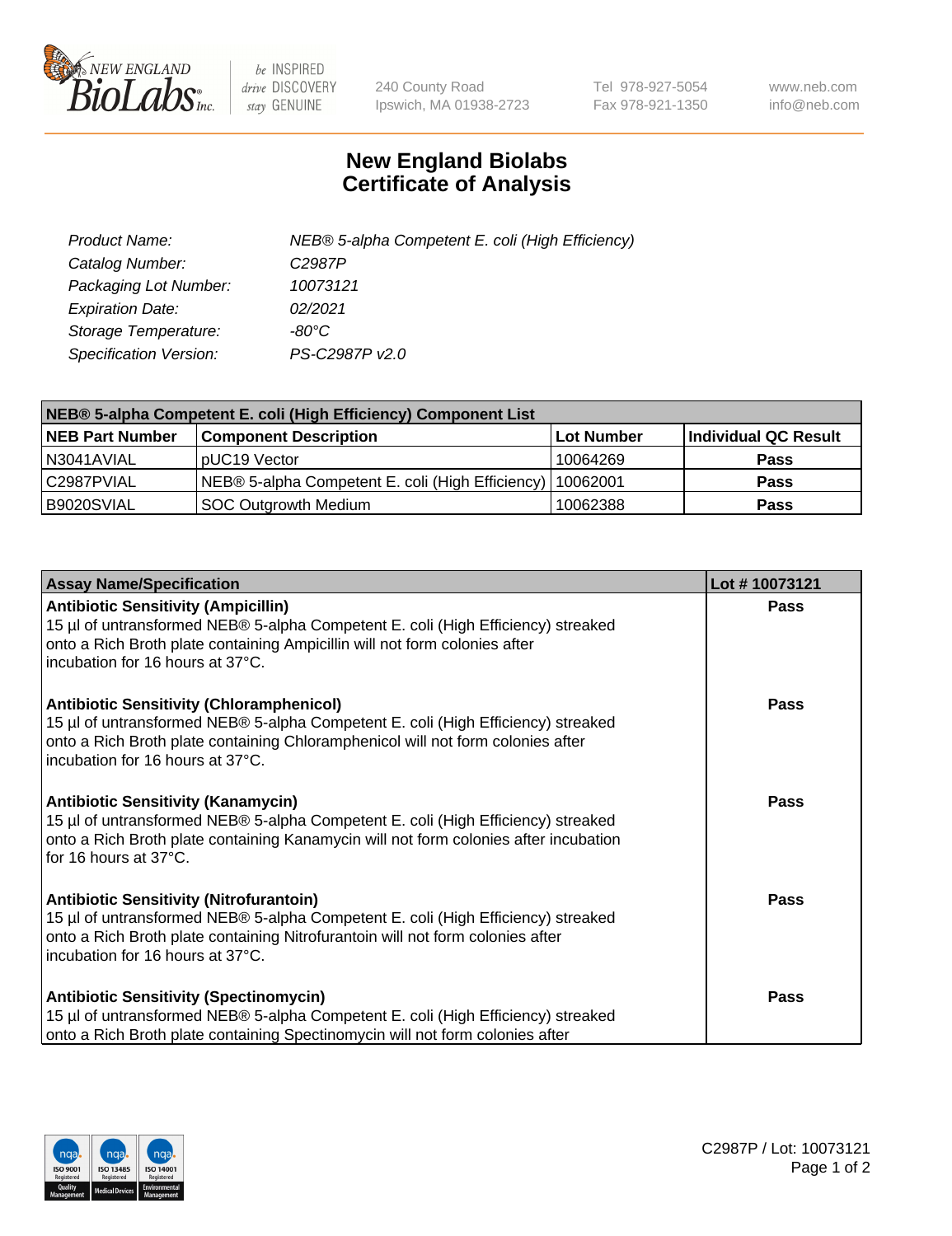# New England Biolabs Certificate of Analysis

| | |
|---|---|
| *Product Name:* | *NEB® 5-alpha Competent E. coli (High Efficiency)* |
| *Catalog Number:* | *C2987P* |
| *Packaging Lot Number:* | *10073121* |
| *Expiration Date:* | *02/2021* |
| *Storage Temperature:* | *-80°C* |
| *Specification Version:* | *PS-C2987P v2.0* |

| NEB® 5-alpha Competent E. coli (High Efficiency) Component List | | | |
|---|---|---|---|
| **NEB Part Number** | **Component Description** | **Lot Number** | **Individual QC Result** |
| N3041AVIAL | pUC19 Vector | 10064269 | **Pass** |
| C2987PVIAL | NEB® 5-alpha Competent E. coli (High Efficiency) | 10062001 | **Pass** |
| B9020SVIAL | SOC Outgrowth Medium | 10062388 | **Pass** |

| Assay Name/Specification | Lot # 10073121 |
|---|---|
| **Antibiotic Sensitivity (Ampicillin)**<br>15 µl of untransformed NEB® 5-alpha Competent E. coli (High Efficiency) streaked onto a Rich Broth plate containing Ampicillin will not form colonies after incubation for 16 hours at 37°C. | **Pass** |
| **Antibiotic Sensitivity (Chloramphenicol)**<br>15 µl of untransformed NEB® 5-alpha Competent E. coli (High Efficiency) streaked onto a Rich Broth plate containing Chloramphenicol will not form colonies after incubation for 16 hours at 37°C. | **Pass** |
| **Antibiotic Sensitivity (Kanamycin)**<br>15 µl of untransformed NEB® 5-alpha Competent E. coli (High Efficiency) streaked onto a Rich Broth plate containing Kanamycin will not form colonies after incubation for 16 hours at 37°C. | **Pass** |
| **Antibiotic Sensitivity (Nitrofurantoin)**<br>15 µl of untransformed NEB® 5-alpha Competent E. coli (High Efficiency) streaked onto a Rich Broth plate containing Nitrofurantoin will not form colonies after incubation for 16 hours at 37°C. | **Pass** |
| **Antibiotic Sensitivity (Spectinomycin)**<br>15 µl of untransformed NEB® 5-alpha Competent E. coli (High Efficiency) streaked onto a Rich Broth plate containing Spectinomycin will not form colonies after | **Pass** |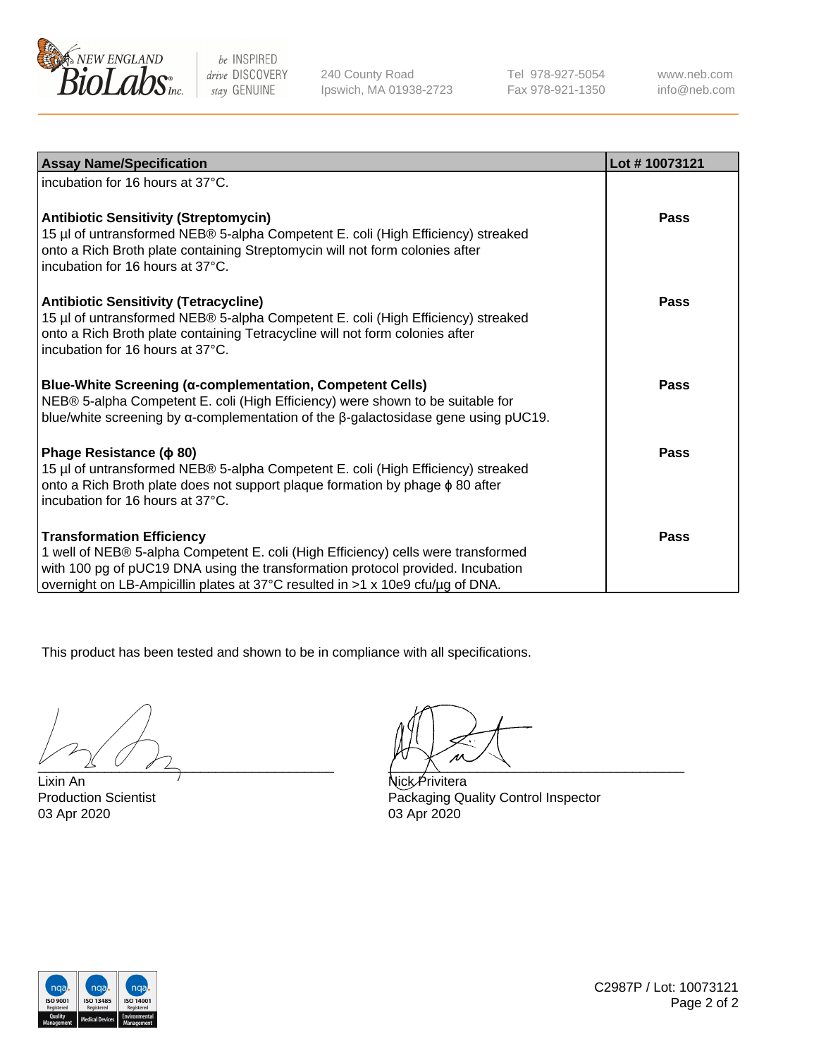| Assay Name/Specification | Lot # 10073121 |
|---|---|
| incubation for 16 hours at 37°C. | |
| **Antibiotic Sensitivity (Streptomycin)**<br>15 µl of untransformed NEB® 5-alpha Competent E. coli (High Efficiency) streaked onto a Rich Broth plate containing Streptomycin will not form colonies after incubation for 16 hours at 37°C. | Pass |
| **Antibiotic Sensitivity (Tetracycline)**<br>15 µl of untransformed NEB® 5-alpha Competent E. coli (High Efficiency) streaked onto a Rich Broth plate containing Tetracycline will not form colonies after incubation for 16 hours at 37°C. | Pass |
| **Blue-White Screening (α-complementation, Competent Cells)**<br>NEB® 5-alpha Competent E. coli (High Efficiency) were shown to be suitable for blue/white screening by α-complementation of the β-galactosidase gene using pUC19. | Pass |
| **Phage Resistance (ϕ 80)**<br>15 µl of untransformed NEB® 5-alpha Competent E. coli (High Efficiency) streaked onto a Rich Broth plate does not support plaque formation by phage ϕ 80 after incubation for 16 hours at 37°C. | Pass |
| **Transformation Efficiency**<br>1 well of NEB® 5-alpha Competent E. coli (High Efficiency) cells were transformed with 100 pg of pUC19 DNA using the transformation protocol provided. Incubation overnight on LB-Ampicillin plates at 37°C resulted in >1 x 10e9 cfu/µg of DNA. | Pass |

This product has been tested and shown to be in compliance with all specifications.

Lixin An
Production Scientist
03 Apr 2020

Nick Privitera
Packaging Quality Control Inspector
03 Apr 2020

C2987P / Lot: 10073121